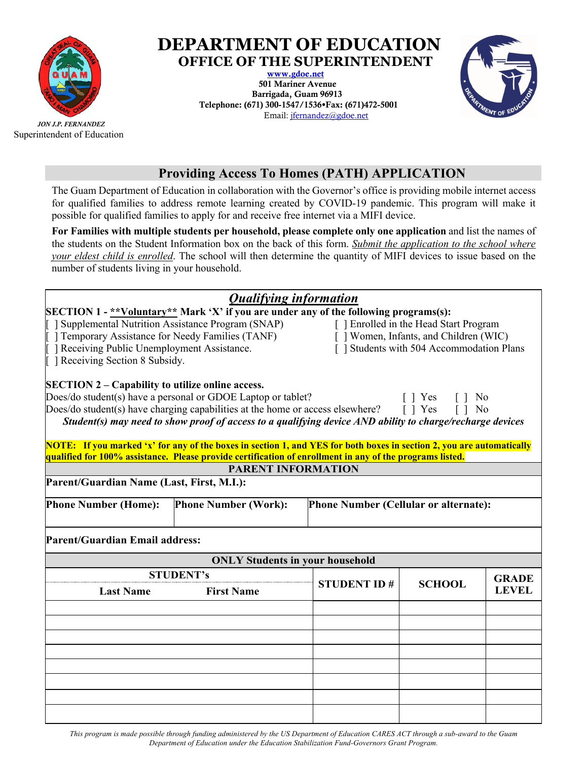# DEPARTMENT OF EDUCATION
## OFFICE OF THE SUPERINTENDENT

www.gdoe.net
501 Mariner Avenue
Barrigada, Guam 96913
Telephone: (671) 300-1547/1536•Fax: (671)472-5001
Email: jfernandez@gdoe.net

*JON J.P. FERNANDEZ*
Superintendent of Education

## Providing Access To Homes (PATH) APPLICATION

The Guam Department of Education in collaboration with the Governor's office is providing mobile internet access for qualified families to address remote learning created by COVID-19 pandemic. This program will make it possible for qualified families to apply for and receive free internet via a MIFI device.

**For Families with multiple students per household, please complete only one application** and list the names of the students on the Student Information box on the back of this form. *Submit the application to the school where your eldest child is enrolled*. The school will then determine the quantity of MIFI devices to issue based on the number of students living in your household.

### *Qualifying information*

**SECTION 1 - **Voluntary** Mark 'X' if you are under any of the following programs(s):**

[ ] Supplemental Nutrition Assistance Program (SNAP)
[ ] Temporary Assistance for Needy Families (TANF)
[ ] Receiving Public Unemployment Assistance.
[ ] Receiving Section 8 Subsidy.
[ ] Enrolled in the Head Start Program
[ ] Women, Infants, and Children (WIC)
[ ] Students with 504 Accommodation Plans

**SECTION 2 – Capability to utilize online access.**

Does/do student(s) have a personal or GDOE Laptop or tablet? [ ] Yes [ ] No
Does/do student(s) have charging capabilities at the home or access elsewhere? [ ] Yes [ ] No

***Student(s) may need to show proof of access to a qualifying device AND ability to charge/recharge devices***

**NOTE: If you marked 'x' for any of the boxes in section 1, and YES for both boxes in section 2, you are automatically qualified for 100% assistance. Please provide certification of enrollment in any of the programs listed.**

**PARENT INFORMATION**

**Parent/Guardian Name (Last, First, M.I.):**

| Phone Number (Home): | Phone Number (Work): | Phone Number (Cellular or alternate): |
|---|---|---|
| | | |

**Parent/Guardian Email address:**

**ONLY Students in your household**

| STUDENT's Last Name | STUDENT's First Name | STUDENT ID # | SCHOOL | GRADE LEVEL |
|---|---|---|---|---|
| | | | | |
| | | | | |
| | | | | |
| | | | | |
| | | | | |
| | | | | |
| | | | | |
| | | | | |

*This program is made possible through funding administered by the US Department of Education CARES ACT through a sub-award to the Guam Department of Education under the Education Stabilization Fund-Governors Grant Program.*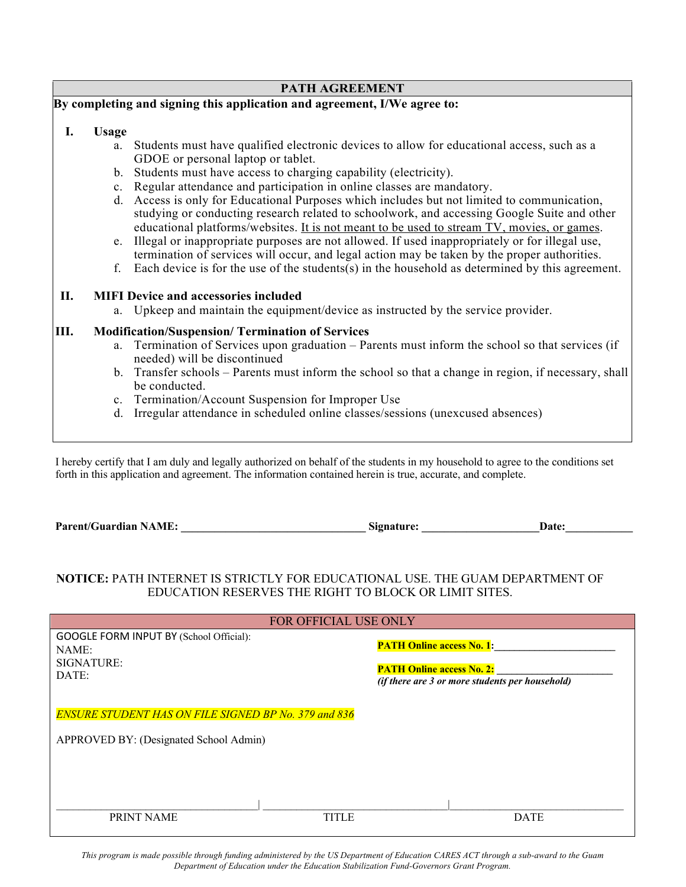## PATH AGREEMENT

**By completing and signing this application and agreement, I/We agree to:**

**I. Usage**

a. Students must have qualified electronic devices to allow for educational access, such as a GDOE or personal laptop or tablet.
b. Students must have access to charging capability (electricity).
c. Regular attendance and participation in online classes are mandatory.
d. Access is only for Educational Purposes which includes but not limited to communication, studying or conducting research related to schoolwork, and accessing Google Suite and other educational platforms/websites. It is not meant to be used to stream TV, movies, or games.
e. Illegal or inappropriate purposes are not allowed. If used inappropriately or for illegal use, termination of services will occur, and legal action may be taken by the proper authorities.
f. Each device is for the use of the students(s) in the household as determined by this agreement.

**II. MIFI Device and accessories included**

a. Upkeep and maintain the equipment/device as instructed by the service provider.

**III. Modification/Suspension/ Termination of Services**

a. Termination of Services upon graduation – Parents must inform the school so that services (if needed) will be discontinued
b. Transfer schools – Parents must inform the school so that a change in region, if necessary, shall be conducted.
c. Termination/Account Suspension for Improper Use
d. Irregular attendance in scheduled online classes/sessions (unexcused absences)

I hereby certify that I am duly and legally authorized on behalf of the students in my household to agree to the conditions set forth in this application and agreement. The information contained herein is true, accurate, and complete.

**Parent/Guardian NAME:** ________________________________ **Signature:** ____________________ **Date:** ____________

**NOTICE:** PATH INTERNET IS STRICTLY FOR EDUCATIONAL USE. THE GUAM DEPARTMENT OF EDUCATION RESERVES THE RIGHT TO BLOCK OR LIMIT SITES.

### FOR OFFICIAL USE ONLY

GOOGLE FORM INPUT BY (School Official):
NAME:
SIGNATURE:
DATE:

**PATH Online access No. 1:** ______________________

**PATH Online access No. 2:** ______________________
***(if there are 3 or more students per household)***

*ENSURE STUDENT HAS ON FILE SIGNED BP No. 379 and 836*

APPROVED BY: (Designated School Admin)

| | | |
|---|---|---|
| ___________________ | ___________________ | ___________________ |
| PRINT NAME | TITLE | DATE |

*This program is made possible through funding administered by the US Department of Education CARES ACT through a sub-award to the Guam Department of Education under the Education Stabilization Fund-Governors Grant Program.*